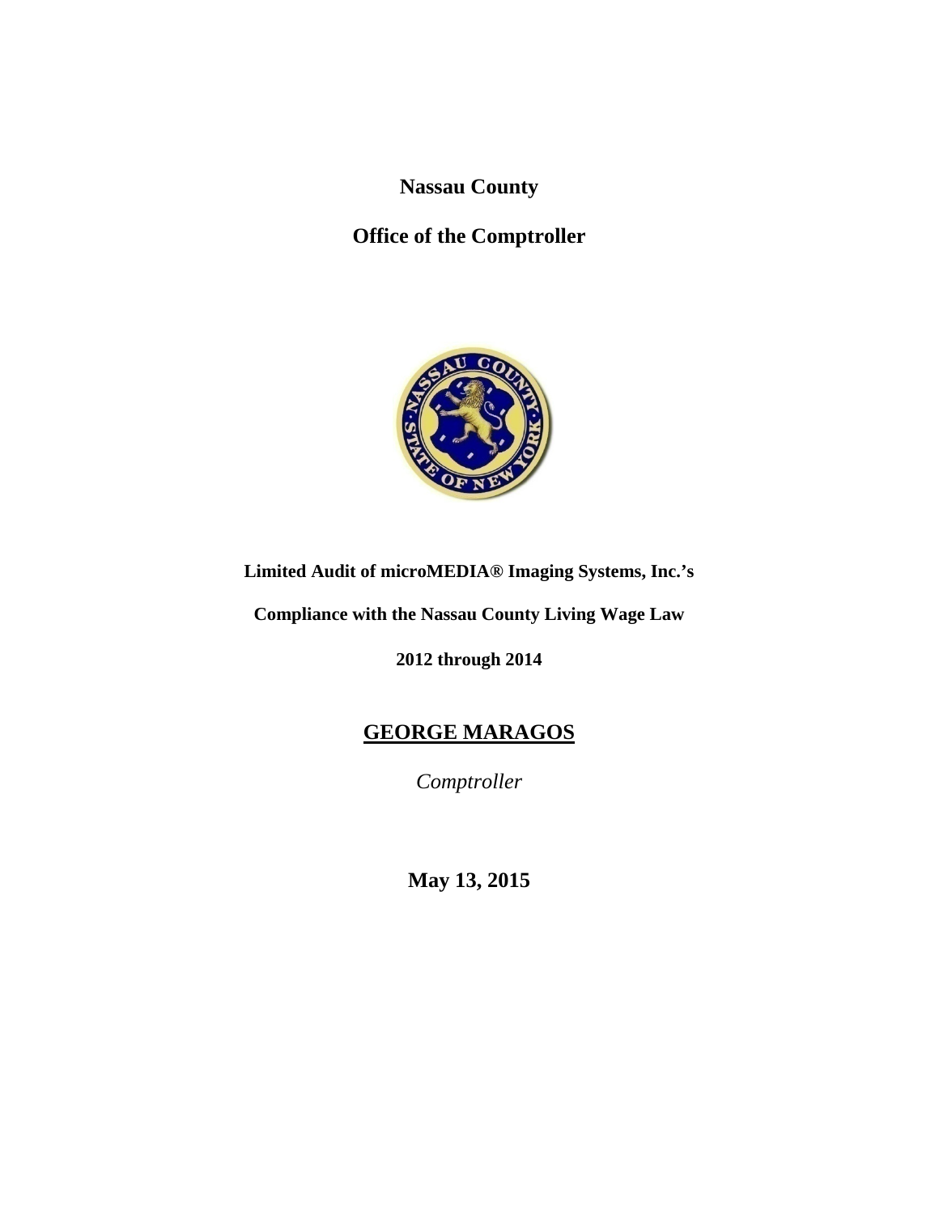**Nassau County**

**Office of the Comptroller**

**Limited Audit of microMEDIA® Imaging Systems, Inc.'s**

**Compliance with the Nassau County Living Wage Law**

**2012 through 2014**

**GEORGE MARAGOS**

*Comptroller*

**May 13, 2015**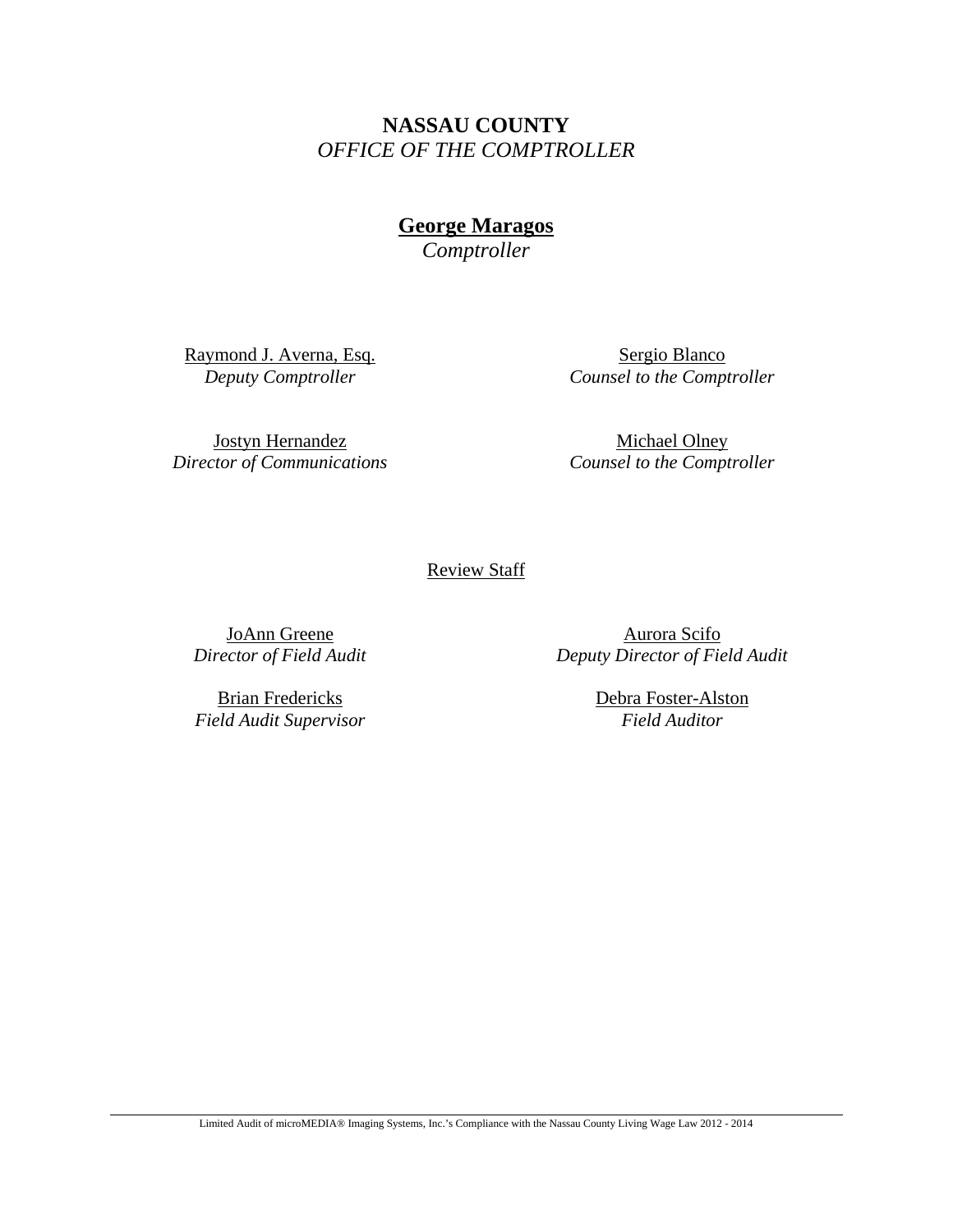**NASSAU COUNTY**
*OFFICE OF THE COMPTROLLER*

**George Maragos**
*Comptroller*

Raymond J. Averna, Esq.
*Deputy Comptroller*

Sergio Blanco
*Counsel to the Comptroller*

Jostyn Hernandez
*Director of Communications*

Michael Olney
*Counsel to the Comptroller*

Review Staff

JoAnn Greene
*Director of Field Audit*

Aurora Scifo
*Deputy Director of Field Audit*

Brian Fredericks
*Field Audit Supervisor*

Debra Foster-Alston
*Field Auditor*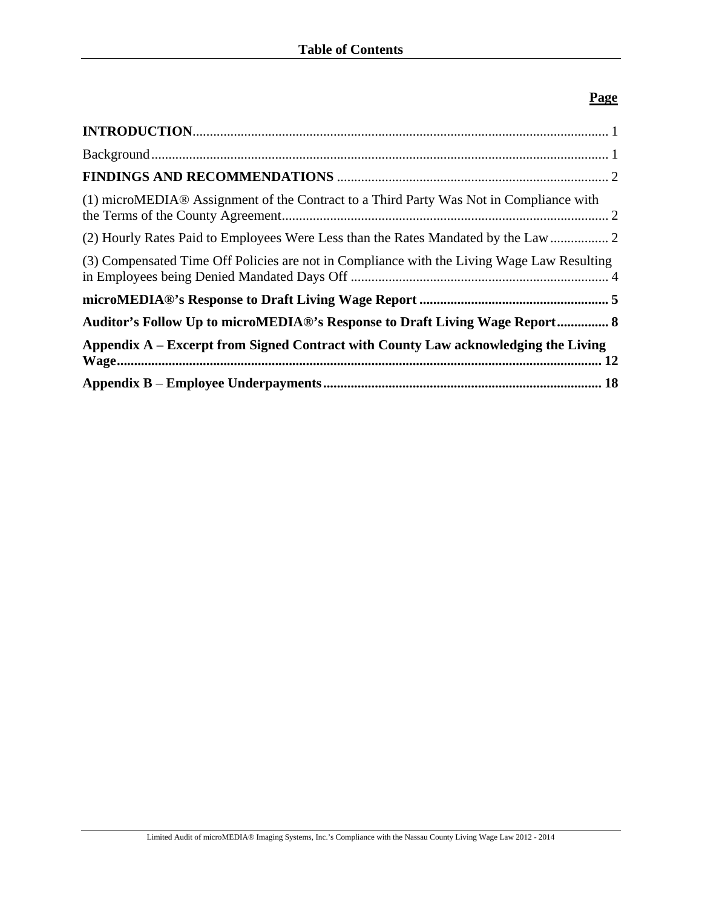# Table of Contents

**Page**

**INTRODUCTION** .......... 1

Background .......... 1

**FINDINGS AND RECOMMENDATIONS** .......... 2

(1) microMEDIA® Assignment of the Contract to a Third Party Was Not in Compliance with the Terms of the County Agreement .......... 2

(2) Hourly Rates Paid to Employees Were Less than the Rates Mandated by the Law .......... 2

(3) Compensated Time Off Policies are not in Compliance with the Living Wage Law Resulting in Employees being Denied Mandated Days Off .......... 4

**microMEDIA®'s Response to Draft Living Wage Report** .......... 5

**Auditor's Follow Up to microMEDIA®'s Response to Draft Living Wage Report** .......... 8

**Appendix A – Excerpt from Signed Contract with County Law acknowledging the Living Wage** .......... 12

**Appendix B – Employee Underpayments** .......... 18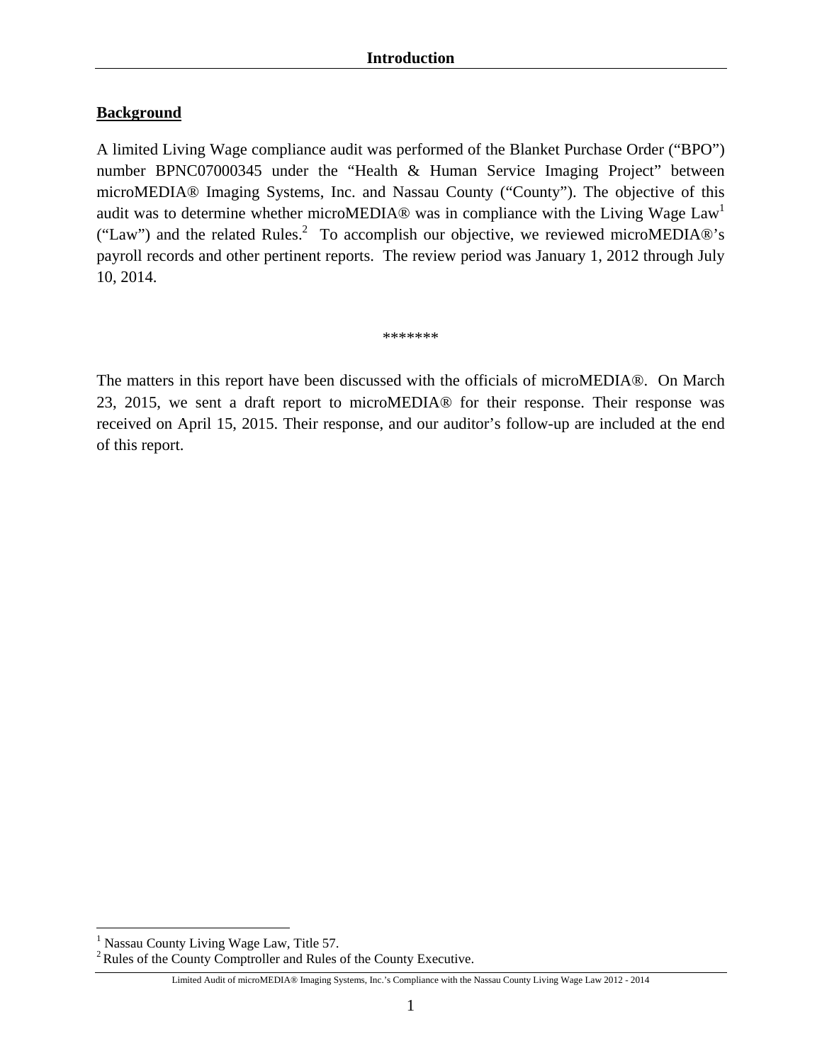# Introduction

## Background

A limited Living Wage compliance audit was performed of the Blanket Purchase Order ("BPO") number BPNC07000345 under the "Health & Human Service Imaging Project" between microMEDIA® Imaging Systems, Inc. and Nassau County ("County"). The objective of this audit was to determine whether microMEDIA® was in compliance with the Living Wage Law[1] ("Law") and the related Rules.[2] To accomplish our objective, we reviewed microMEDIA®'s payroll records and other pertinent reports. The review period was January 1, 2012 through July 10, 2014.

*******

The matters in this report have been discussed with the officials of microMEDIA®. On March 23, 2015, we sent a draft report to microMEDIA® for their response. Their response was received on April 15, 2015. Their response, and our auditor's follow-up are included at the end of this report.

---

[1] Nassau County Living Wage Law, Title 57.

[2] Rules of the County Comptroller and Rules of the County Executive.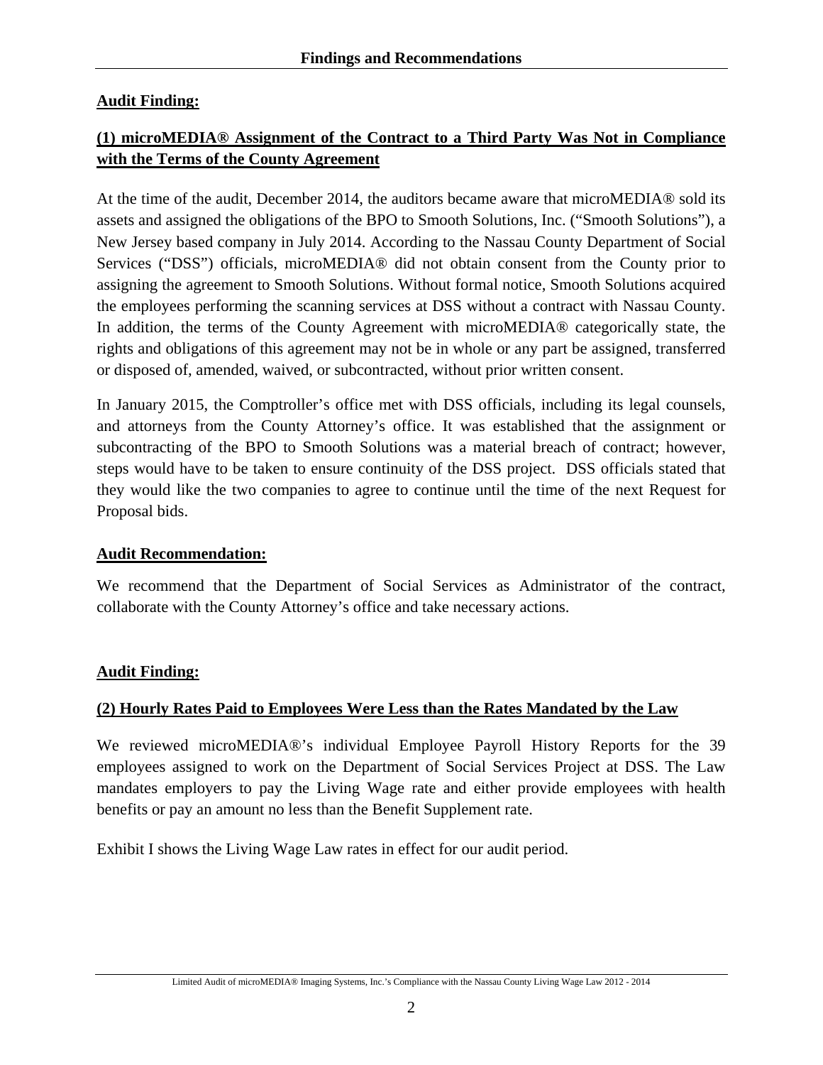## Findings and Recommendations

**Audit Finding:**

**(1) microMEDIA® Assignment of the Contract to a Third Party Was Not in Compliance with the Terms of the County Agreement**

At the time of the audit, December 2014, the auditors became aware that microMEDIA® sold its assets and assigned the obligations of the BPO to Smooth Solutions, Inc. ("Smooth Solutions"), a New Jersey based company in July 2014. According to the Nassau County Department of Social Services ("DSS") officials, microMEDIA® did not obtain consent from the County prior to assigning the agreement to Smooth Solutions. Without formal notice, Smooth Solutions acquired the employees performing the scanning services at DSS without a contract with Nassau County. In addition, the terms of the County Agreement with microMEDIA® categorically state, the rights and obligations of this agreement may not be in whole or any part be assigned, transferred or disposed of, amended, waived, or subcontracted, without prior written consent.

In January 2015, the Comptroller's office met with DSS officials, including its legal counsels, and attorneys from the County Attorney's office. It was established that the assignment or subcontracting of the BPO to Smooth Solutions was a material breach of contract; however, steps would have to be taken to ensure continuity of the DSS project. DSS officials stated that they would like the two companies to agree to continue until the time of the next Request for Proposal bids.

**Audit Recommendation:**

We recommend that the Department of Social Services as Administrator of the contract, collaborate with the County Attorney's office and take necessary actions.

**Audit Finding:**

**(2) Hourly Rates Paid to Employees Were Less than the Rates Mandated by the Law**

We reviewed microMEDIA®'s individual Employee Payroll History Reports for the 39 employees assigned to work on the Department of Social Services Project at DSS. The Law mandates employers to pay the Living Wage rate and either provide employees with health benefits or pay an amount no less than the Benefit Supplement rate.

Exhibit I shows the Living Wage Law rates in effect for our audit period.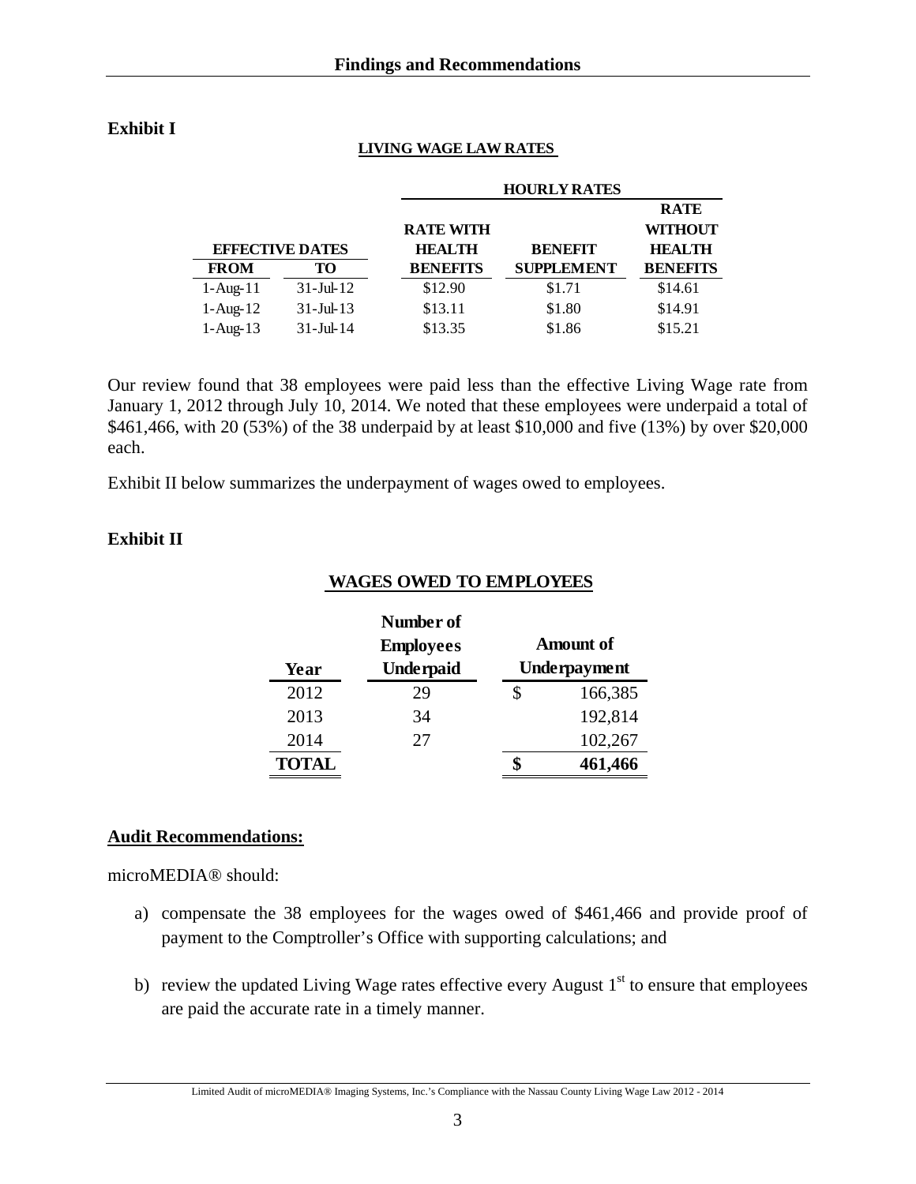**Exhibit I**

**LIVING WAGE LAW RATES**

| EFFECTIVE DATES | | HOURLY RATES | | |
|---|---|---|---|---|
| **FROM** | **TO** | **RATE WITH HEALTH BENEFITS** | **BENEFIT SUPPLEMENT** | **RATE WITHOUT HEALTH BENEFITS** |
| 1-Aug-11 | 31-Jul-12 | $12.90 | $1.71 | $14.61 |
| 1-Aug-12 | 31-Jul-13 | $13.11 | $1.80 | $14.91 |
| 1-Aug-13 | 31-Jul-14 | $13.35 | $1.86 | $15.21 |

Our review found that 38 employees were paid less than the effective Living Wage rate from January 1, 2012 through July 10, 2014. We noted that these employees were underpaid a total of $461,466, with 20 (53%) of the 38 underpaid by at least $10,000 and five (13%) by over $20,000 each.

Exhibit II below summarizes the underpayment of wages owed to employees.

**Exhibit II**

**WAGES OWED TO EMPLOYEES**

| Year | Number of Employees Underpaid | Amount of Underpayment |
|---|---|---|
| 2012 | 29 | $ 166,385 |
| 2013 | 34 | 192,814 |
| 2014 | 27 | 102,267 |
| **TOTAL** | | **$ 461,466** |

**Audit Recommendations:**

microMEDIA® should:

a) compensate the 38 employees for the wages owed of $461,466 and provide proof of payment to the Comptroller's Office with supporting calculations; and

b) review the updated Living Wage rates effective every August 1st to ensure that employees are paid the accurate rate in a timely manner.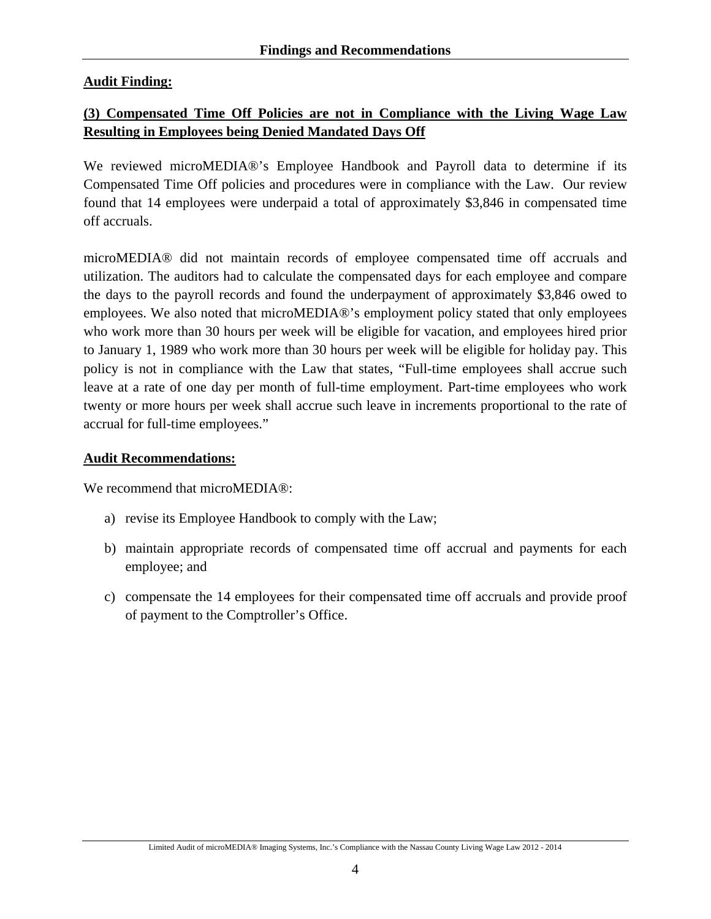## Findings and Recommendations

**Audit Finding:**

**(3) Compensated Time Off Policies are not in Compliance with the Living Wage Law Resulting in Employees being Denied Mandated Days Off**

We reviewed microMEDIA®'s Employee Handbook and Payroll data to determine if its Compensated Time Off policies and procedures were in compliance with the Law. Our review found that 14 employees were underpaid a total of approximately $3,846 in compensated time off accruals.

microMEDIA® did not maintain records of employee compensated time off accruals and utilization. The auditors had to calculate the compensated days for each employee and compare the days to the payroll records and found the underpayment of approximately $3,846 owed to employees. We also noted that microMEDIA®'s employment policy stated that only employees who work more than 30 hours per week will be eligible for vacation, and employees hired prior to January 1, 1989 who work more than 30 hours per week will be eligible for holiday pay. This policy is not in compliance with the Law that states, "Full-time employees shall accrue such leave at a rate of one day per month of full-time employment. Part-time employees who work twenty or more hours per week shall accrue such leave in increments proportional to the rate of accrual for full-time employees."

**Audit Recommendations:**

We recommend that microMEDIA®:

a) revise its Employee Handbook to comply with the Law;

b) maintain appropriate records of compensated time off accrual and payments for each employee; and

c) compensate the 14 employees for their compensated time off accruals and provide proof of payment to the Comptroller's Office.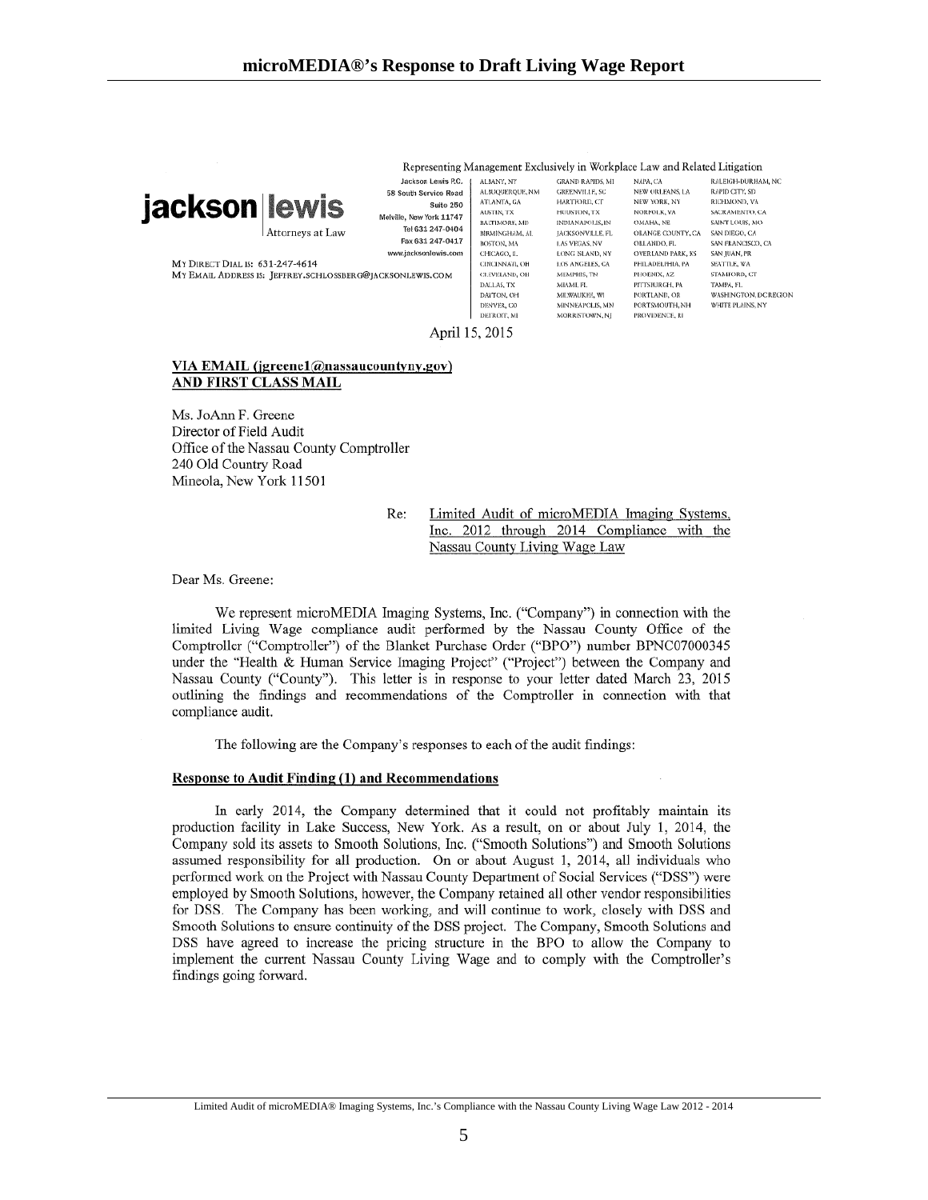# microMEDIA®'s Response to Draft Living Wage Report

Representing Management Exclusively in Workplace Law and Related Litigation

**jackson | lewis**
Attorneys at Law

Jackson Lewis P.C.
58 South Service Road
Suite 250
Melville, New York 11747
Tel 631 247-0404
Fax 631 247-0417
www.jacksonlewis.com

ALBANY, NY
ALBUQUERQUE, NM
ATLANTA, GA
AUSTIN, TX
BALTIMORE, MD
BIRMINGHAM, AL
BOSTON, MA
CHICAGO, IL
CINCINNATI, OH
CLEVELAND, OH
DALLAS, TX
DAYTON, OH
DENVER, CO
DETROIT, MI
GRAND RAPIDS, MI
GREENVILLE, SC
HARTFORD, CT
HOUSTON, TX
INDIANAPOLIS, IN
JACKSONVILLE, FL
LAS VEGAS, NV
LONG ISLAND, NY
LOS ANGELES, CA
MEMPHIS, TN
MIAMI, FL
MILWAUKEE, WI
MINNEAPOLIS, MN
MORRISTOWN, NJ
NAPA, CA
NEW ORLEANS, LA
NEW YORK, NY
NORFOLK, VA
OMAHA, NE
ORANGE COUNTY, CA
ORLANDO, FL
OVERLAND PARK, KS
PHILADELPHIA, PA
PHOENIX, AZ
PITTSBURGH, PA
PORTLAND, OR
PORTSMOUTH, NH
PROVIDENCE, RI
RALEIGH-DURHAM, NC
RAPID CITY, SD
RICHMOND, VA
SACRAMENTO, CA
SAINT LOUIS, MO
SAN DIEGO, CA
SAN FRANCISCO, CA
SAN JUAN, PR
SEATTLE, WA
STAMFORD, CT
TAMPA, FL
WASHINGTON, DC REGION
WHITE PLAINS, NY

MY DIRECT DIAL IS: 631-247-4614
MY EMAIL ADDRESS IS: JEFFREY.SCHLOSSBERG@JACKSONLEWIS.COM

April 15, 2015

**VIA EMAIL (jgreene1@nassaucountyny.gov)**
**AND FIRST CLASS MAIL**

Ms. JoAnn F. Greene
Director of Field Audit
Office of the Nassau County Comptroller
240 Old Country Road
Mineola, New York 11501

Re: Limited Audit of microMEDIA Imaging Systems, Inc. 2012 through 2014 Compliance with the Nassau County Living Wage Law

Dear Ms. Greene:

We represent microMEDIA Imaging Systems, Inc. ("Company") in connection with the limited Living Wage compliance audit performed by the Nassau County Office of the Comptroller ("Comptroller") of the Blanket Purchase Order ("BPO") number BPNC07000345 under the "Health & Human Service Imaging Project" ("Project") between the Company and Nassau County ("County"). This letter is in response to your letter dated March 23, 2015 outlining the findings and recommendations of the Comptroller in connection with that compliance audit.

The following are the Company's responses to each of the audit findings:

**Response to Audit Finding (1) and Recommendations**

In early 2014, the Company determined that it could not profitably maintain its production facility in Lake Success, New York. As a result, on or about July 1, 2014, the Company sold its assets to Smooth Solutions, Inc. ("Smooth Solutions") and Smooth Solutions assumed responsibility for all production. On or about August 1, 2014, all individuals who performed work on the Project with Nassau County Department of Social Services ("DSS") were employed by Smooth Solutions, however, the Company retained all other vendor responsibilities for DSS. The Company has been working, and will continue to work, closely with DSS and Smooth Solutions to ensure continuity of the DSS project. The Company, Smooth Solutions and DSS have agreed to increase the pricing structure in the BPO to allow the Company to implement the current Nassau County Living Wage and to comply with the Comptroller's findings going forward.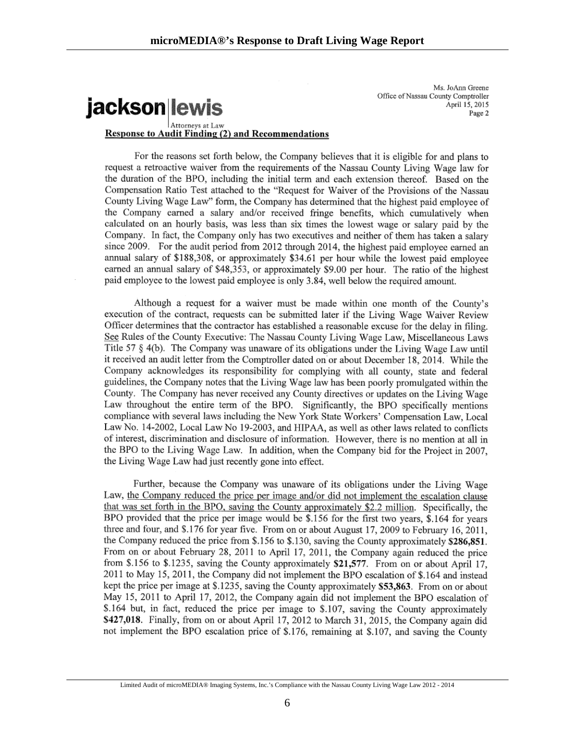# microMEDIA®'s Response to Draft Living Wage Report

**jackson | lewis**
Attorneys at Law

Ms. JoAnn Greene
Office of Nassau County Comptroller
April 15, 2015
Page 2

**Response to Audit Finding (2) and Recommendations**

For the reasons set forth below, the Company believes that it is eligible for and plans to request a retroactive waiver from the requirements of the Nassau County Living Wage law for the duration of the BPO, including the initial term and each extension thereof. Based on the Compensation Ratio Test attached to the "Request for Waiver of the Provisions of the Nassau County Living Wage Law" form, the Company has determined that the highest paid employee of the Company earned a salary and/or received fringe benefits, which cumulatively when calculated on an hourly basis, was less than six times the lowest wage or salary paid by the Company. In fact, the Company only has two executives and neither of them has taken a salary since 2009. For the audit period from 2012 through 2014, the highest paid employee earned an annual salary of $188,308, or approximately $34.61 per hour while the lowest paid employee earned an annual salary of $48,353, or approximately $9.00 per hour. The ratio of the highest paid employee to the lowest paid employee is only 3.84, well below the required amount.

Although a request for a waiver must be made within one month of the County's execution of the contract, requests can be submitted later if the Living Wage Waiver Review Officer determines that the contractor has established a reasonable excuse for the delay in filing. See Rules of the County Executive: The Nassau County Living Wage Law, Miscellaneous Laws Title 57 § 4(b). The Company was unaware of its obligations under the Living Wage Law until it received an audit letter from the Comptroller dated on or about December 18, 2014. While the Company acknowledges its responsibility for complying with all county, state and federal guidelines, the Company notes that the Living Wage law has been poorly promulgated within the County. The Company has never received any County directives or updates on the Living Wage Law throughout the entire term of the BPO. Significantly, the BPO specifically mentions compliance with several laws including the New York State Workers' Compensation Law, Local Law No. 14-2002, Local Law No 19-2003, and HIPAA, as well as other laws related to conflicts of interest, discrimination and disclosure of information. However, there is no mention at all in the BPO to the Living Wage Law. In addition, when the Company bid for the Project in 2007, the Living Wage Law had just recently gone into effect.

Further, because the Company was unaware of its obligations under the Living Wage Law, the Company reduced the price per image and/or did not implement the escalation clause that was set forth in the BPO, saving the County approximately $2.2 million. Specifically, the BPO provided that the price per image would be $.156 for the first two years, $.164 for years three and four, and $.176 for year five. From on or about August 17, 2009 to February 16, 2011, the Company reduced the price from $.156 to $.130, saving the County approximately **$286,851**. From on or about February 28, 2011 to April 17, 2011, the Company again reduced the price from $.156 to $.1235, saving the County approximately **$21,577**. From on or about April 17, 2011 to May 15, 2011, the Company did not implement the BPO escalation of $.164 and instead kept the price per image at $.1235, saving the County approximately **$53,863**. From on or about May 15, 2011 to April 17, 2012, the Company again did not implement the BPO escalation of $.164 but, in fact, reduced the price per image to $.107, saving the County approximately **$427,018**. Finally, from on or about April 17, 2012 to March 31, 2015, the Company again did not implement the BPO escalation price of $.176, remaining at $.107, and saving the County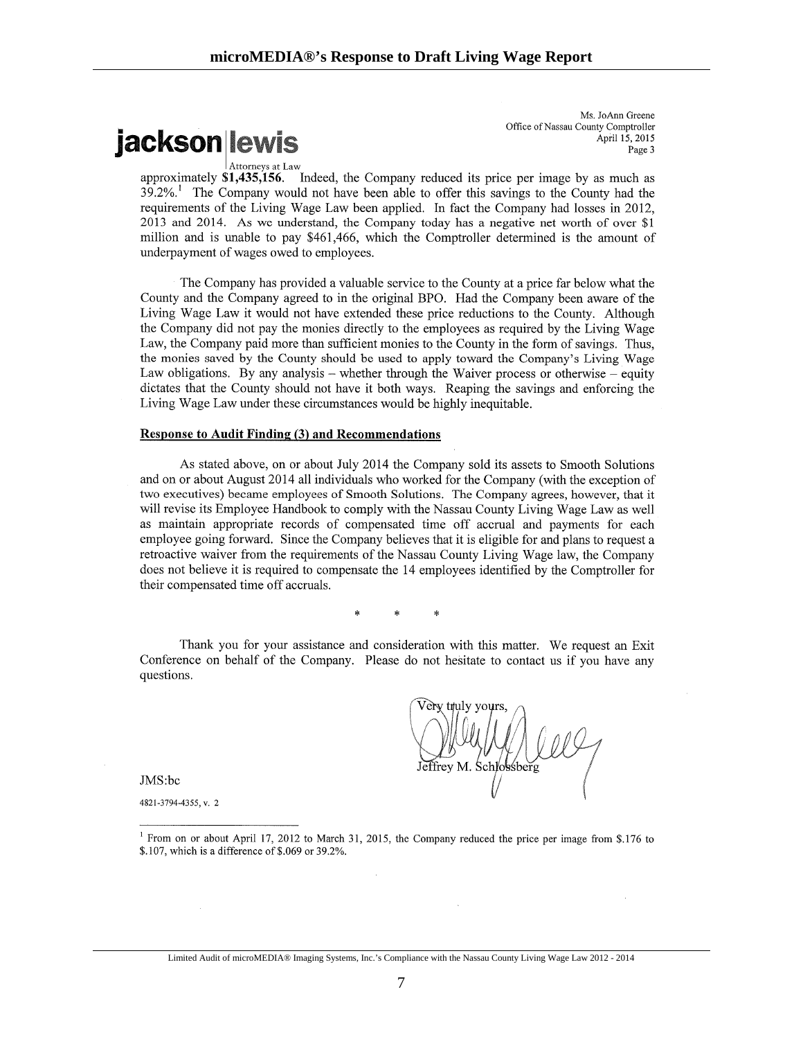**jackson lewis**

Attorneys at Law

Ms. JoAnn Greene
Office of Nassau County Comptroller
April 15, 2015
Page 3

approximately **$1,435,156.** Indeed, the Company reduced its price per image by as much as 39.2%.[1] The Company would not have been able to offer this savings to the County had the requirements of the Living Wage Law been applied. In fact the Company had losses in 2012, 2013 and 2014. As we understand, the Company today has a negative net worth of over $1 million and is unable to pay $461,466, which the Comptroller determined is the amount of underpayment of wages owed to employees.

The Company has provided a valuable service to the County at a price far below what the County and the Company agreed to in the original BPO. Had the Company been aware of the Living Wage Law it would not have extended these price reductions to the County. Although the Company did not pay the monies directly to the employees as required by the Living Wage Law, the Company paid more than sufficient monies to the County in the form of savings. Thus, the monies saved by the County should be used to apply toward the Company's Living Wage Law obligations. By any analysis – whether through the Waiver process or otherwise – equity dictates that the County should not have it both ways. Reaping the savings and enforcing the Living Wage Law under these circumstances would be highly inequitable.

**Response to Audit Finding (3) and Recommendations**

As stated above, on or about July 2014 the Company sold its assets to Smooth Solutions and on or about August 2014 all individuals who worked for the Company (with the exception of two executives) became employees of Smooth Solutions. The Company agrees, however, that it will revise its Employee Handbook to comply with the Nassau County Living Wage Law as well as maintain appropriate records of compensated time off accrual and payments for each employee going forward. Since the Company believes that it is eligible for and plans to request a retroactive waiver from the requirements of the Nassau County Living Wage law, the Company does not believe it is required to compensate the 14 employees identified by the Comptroller for their compensated time off accruals.

\*   \*   \*

Thank you for your assistance and consideration with this matter. We request an Exit Conference on behalf of the Company. Please do not hesitate to contact us if you have any questions.

Very truly yours,

Jeffrey M. Schlossberg

JMS:bc

4821-3794-4355, v. 2

[1] From on or about April 17, 2012 to March 31, 2015, the Company reduced the price per image from $.176 to $.107, which is a difference of $.069 or 39.2%.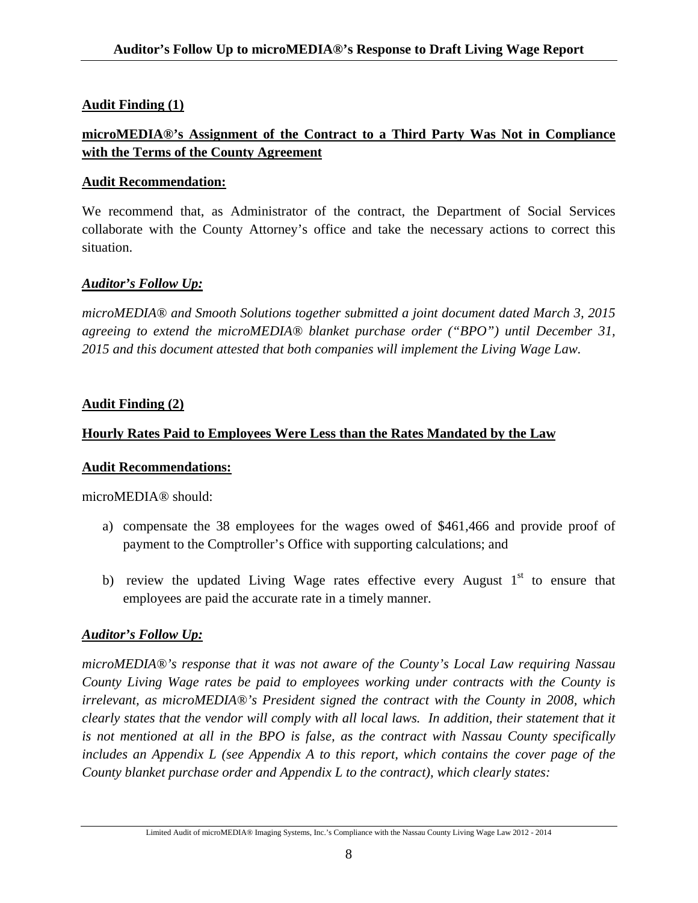## Audit Finding (1)

## microMEDIA®'s Assignment of the Contract to a Third Party Was Not in Compliance with the Terms of the County Agreement

### Audit Recommendation:

We recommend that, as Administrator of the contract, the Department of Social Services collaborate with the County Attorney's office and take the necessary actions to correct this situation.

### *Auditor's Follow Up:*

*microMEDIA® and Smooth Solutions together submitted a joint document dated March 3, 2015 agreeing to extend the microMEDIA® blanket purchase order ("BPO") until December 31, 2015 and this document attested that both companies will implement the Living Wage Law.*

## Audit Finding (2)

## Hourly Rates Paid to Employees Were Less than the Rates Mandated by the Law

### Audit Recommendations:

microMEDIA® should:

a) compensate the 38 employees for the wages owed of $461,466 and provide proof of payment to the Comptroller's Office with supporting calculations; and

b) review the updated Living Wage rates effective every August 1st to ensure that employees are paid the accurate rate in a timely manner.

### *Auditor's Follow Up:*

*microMEDIA®'s response that it was not aware of the County's Local Law requiring Nassau County Living Wage rates be paid to employees working under contracts with the County is irrelevant, as microMEDIA®'s President signed the contract with the County in 2008, which clearly states that the vendor will comply with all local laws. In addition, their statement that it is not mentioned at all in the BPO is false, as the contract with Nassau County specifically includes an Appendix L (see Appendix A to this report, which contains the cover page of the County blanket purchase order and Appendix L to the contract), which clearly states:*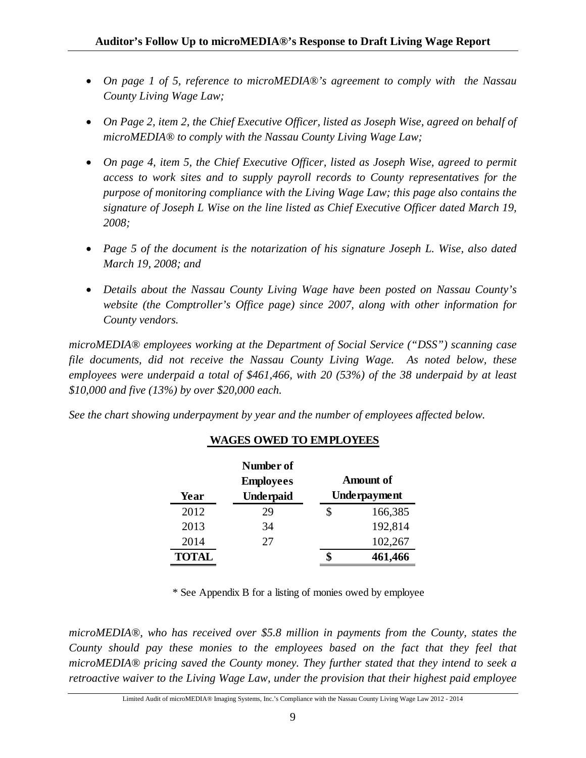## Auditor's Follow Up to microMEDIA®'s Response to Draft Living Wage Report

- *On page 1 of 5, reference to microMEDIA®'s agreement to comply with the Nassau County Living Wage Law;*
- *On Page 2, item 2, the Chief Executive Officer, listed as Joseph Wise, agreed on behalf of microMEDIA® to comply with the Nassau County Living Wage Law;*
- *On page 4, item 5, the Chief Executive Officer, listed as Joseph Wise, agreed to permit access to work sites and to supply payroll records to County representatives for the purpose of monitoring compliance with the Living Wage Law; this page also contains the signature of Joseph L Wise on the line listed as Chief Executive Officer dated March 19, 2008;*
- *Page 5 of the document is the notarization of his signature Joseph L. Wise, also dated March 19, 2008; and*
- *Details about the Nassau County Living Wage have been posted on Nassau County's website (the Comptroller's Office page) since 2007, along with other information for County vendors.*

*microMEDIA® employees working at the Department of Social Service ("DSS") scanning case file documents, did not receive the Nassau County Living Wage. As noted below, these employees were underpaid a total of $461,466, with 20 (53%) of the 38 underpaid by at least $10,000 and five (13%) by over $20,000 each.*

*See the chart showing underpayment by year and the number of employees affected below.*

**WAGES OWED TO EMPLOYEES**

| Year | Number of Employees Underpaid | Amount of Underpayment |
|---|---|---|
| 2012 | 29 | $ 166,385 |
| 2013 | 34 | 192,814 |
| 2014 | 27 | 102,267 |
| **TOTAL** | | **$ 461,466** |

\* See Appendix B for a listing of monies owed by employee

*microMEDIA®, who has received over $5.8 million in payments from the County, states the County should pay these monies to the employees based on the fact that they feel that microMEDIA® pricing saved the County money. They further stated that they intend to seek a retroactive waiver to the Living Wage Law, under the provision that their highest paid employee*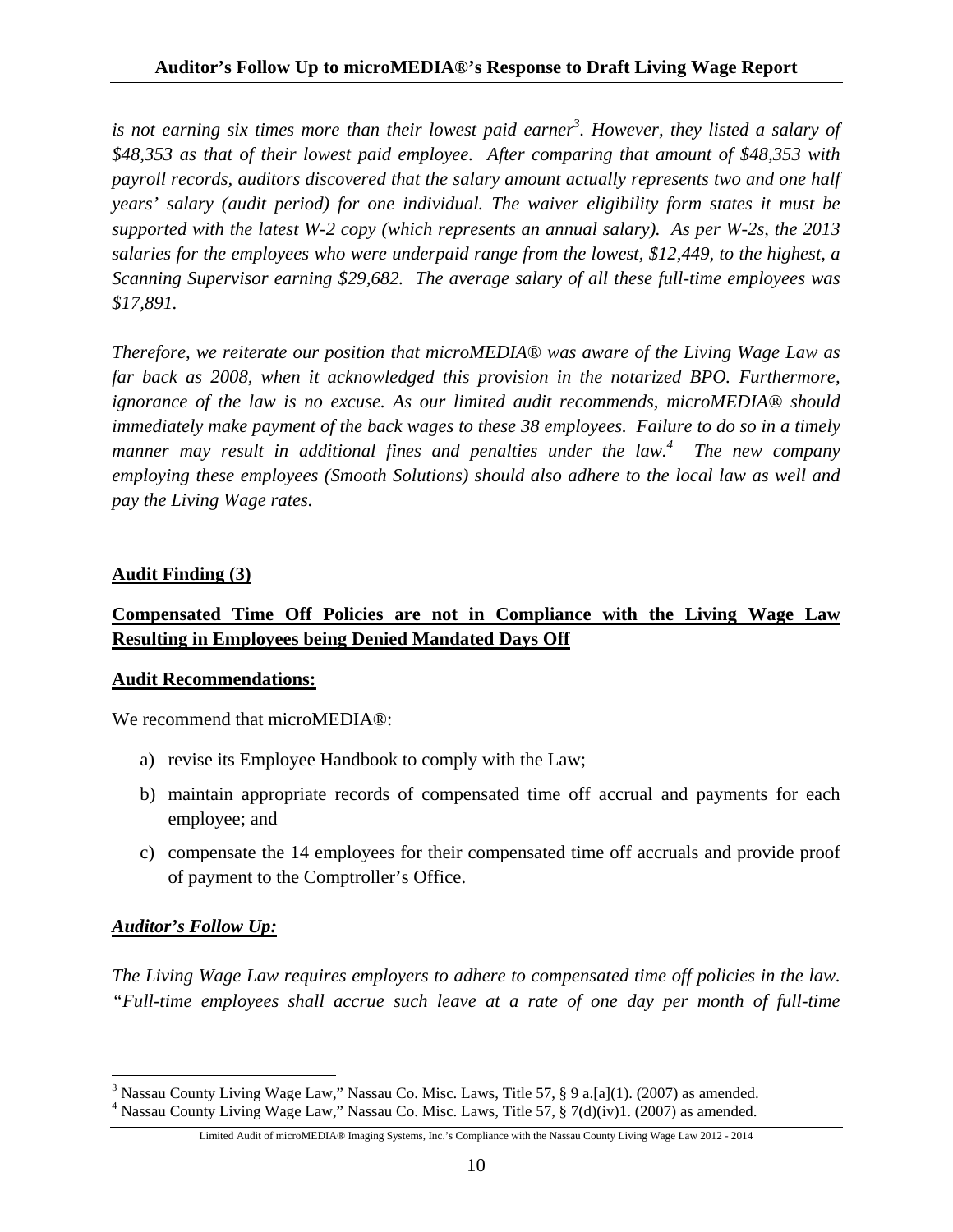*is not earning six times more than their lowest paid earner[3]. However, they listed a salary of $48,353 as that of their lowest paid employee. After comparing that amount of $48,353 with payroll records, auditors discovered that the salary amount actually represents two and one half years' salary (audit period) for one individual. The waiver eligibility form states it must be supported with the latest W-2 copy (which represents an annual salary). As per W-2s, the 2013 salaries for the employees who were underpaid range from the lowest, $12,449, to the highest, a Scanning Supervisor earning $29,682. The average salary of all these full-time employees was $17,891.*

*Therefore, we reiterate our position that microMEDIA® <u>was</u> aware of the Living Wage Law as far back as 2008, when it acknowledged this provision in the notarized BPO. Furthermore, ignorance of the law is no excuse. As our limited audit recommends, microMEDIA® should immediately make payment of the back wages to these 38 employees. Failure to do so in a timely manner may result in additional fines and penalties under the law.[4] The new company employing these employees (Smooth Solutions) should also adhere to the local law as well and pay the Living Wage rates.*

**<u>Audit Finding (3)</u>**

**<u>Compensated Time Off Policies are not in Compliance with the Living Wage Law Resulting in Employees being Denied Mandated Days Off</u>**

**<u>Audit Recommendations:</u>**

We recommend that microMEDIA®:

a) revise its Employee Handbook to comply with the Law;

b) maintain appropriate records of compensated time off accrual and payments for each employee; and

c) compensate the 14 employees for their compensated time off accruals and provide proof of payment to the Comptroller's Office.

***<u>Auditor's Follow Up:</u>***

*The Living Wage Law requires employers to adhere to compensated time off policies in the law. "Full-time employees shall accrue such leave at a rate of one day per month of full-time*

---

[3] Nassau County Living Wage Law," Nassau Co. Misc. Laws, Title 57, § 9 a.[a](1). (2007) as amended.

[4] Nassau County Living Wage Law," Nassau Co. Misc. Laws, Title 57, § 7(d)(iv)1. (2007) as amended.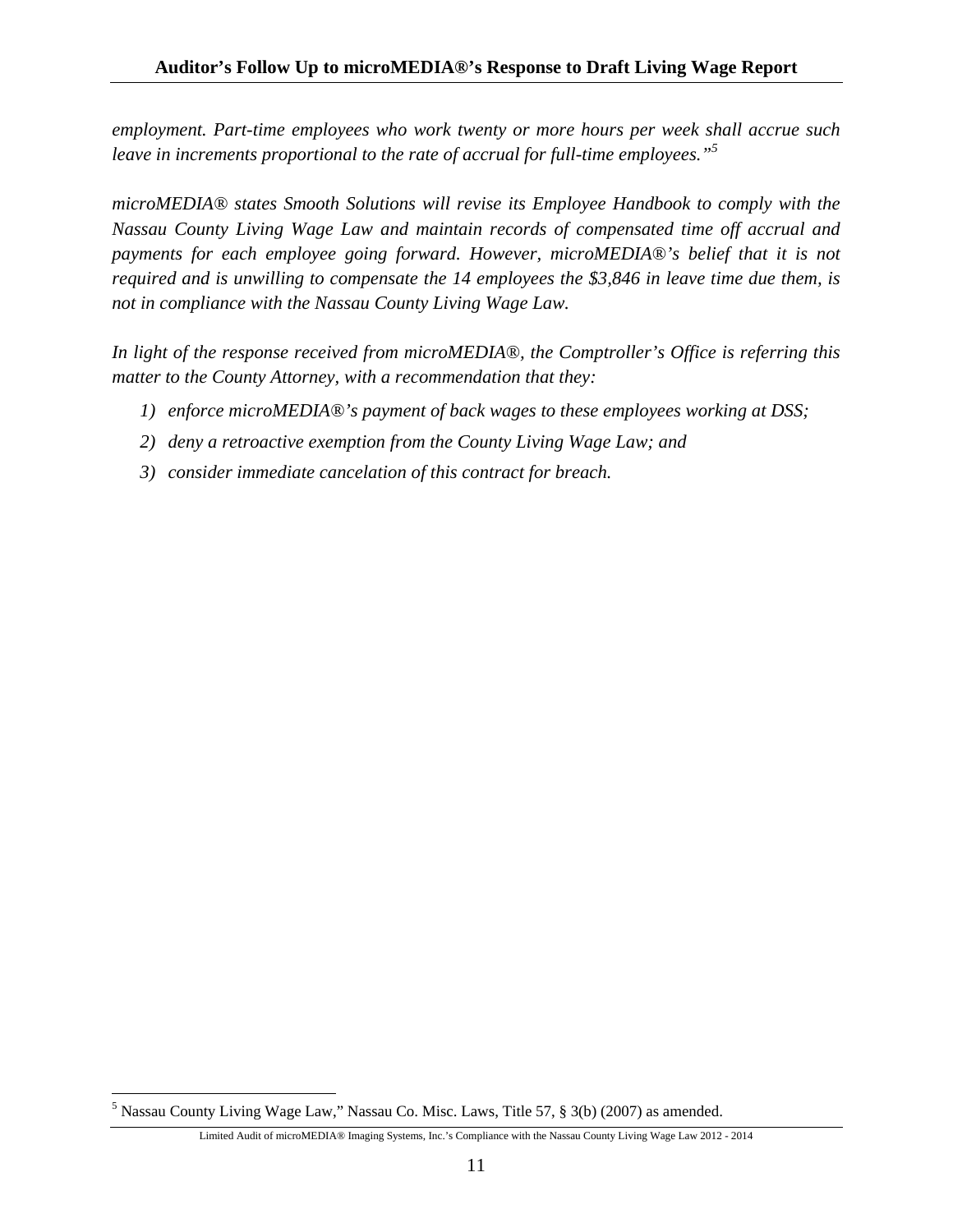*employment. Part-time employees who work twenty or more hours per week shall accrue such leave in increments proportional to the rate of accrual for full-time employees."*[5]

*microMEDIA® states Smooth Solutions will revise its Employee Handbook to comply with the Nassau County Living Wage Law and maintain records of compensated time off accrual and payments for each employee going forward. However, microMEDIA®'s belief that it is not required and is unwilling to compensate the 14 employees the $3,846 in leave time due them, is not in compliance with the Nassau County Living Wage Law.*

*In light of the response received from microMEDIA®, the Comptroller's Office is referring this matter to the County Attorney, with a recommendation that they:*

1) *enforce microMEDIA®'s payment of back wages to these employees working at DSS;*
2) *deny a retroactive exemption from the County Living Wage Law; and*
3) *consider immediate cancelation of this contract for breach.*

---

[5] Nassau County Living Wage Law," Nassau Co. Misc. Laws, Title 57, § 3(b) (2007) as amended.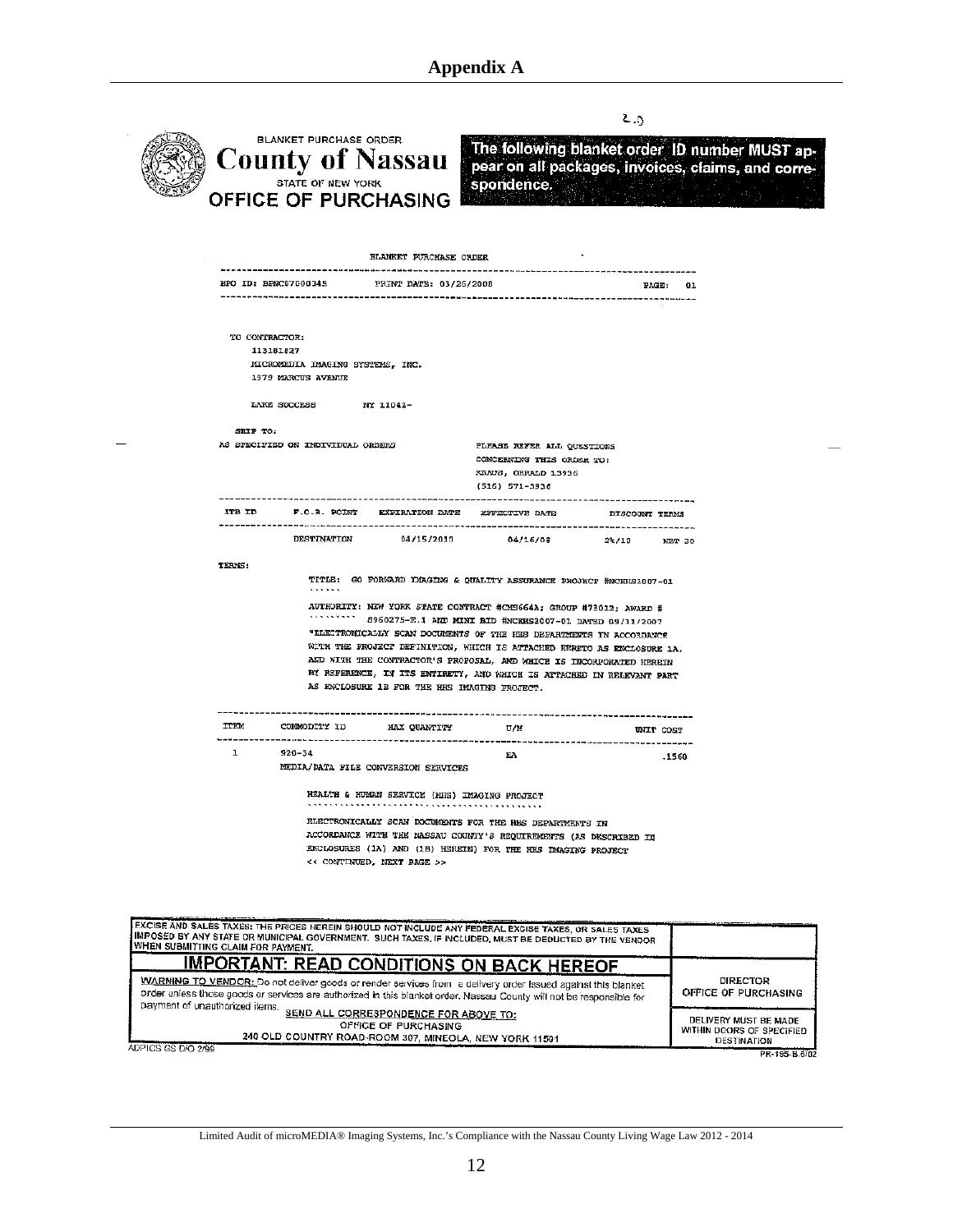## Appendix A

2.5

BLANKET PURCHASE ORDER
**County of Nassau**
STATE OF NEW YORK
**OFFICE OF PURCHASING**

**The following blanket order ID number MUST appear on all packages, invoices, claims, and correspondence.**

BLANKET PURCHASE ORDER

BPO ID: BBNC07000345 PRINT DATE: 03/26/2008 PAGE: 01

TO CONTRACTOR:
113181827
MICROMEDIA IMAGING SYSTEMS, INC.
1979 MARCUS AVENUE

LAKE SUCCESS NY 11042-

SHIP TO:
AS SPECIFIED ON INDIVIDUAL ORDERS

PLEASE REFER ALL QUESTIONS CONCERNING THIS ORDER TO:
KRAUS, GERALD 13936
(516) 571-3936

| ITB ID | F.O.B. POINT | EXPIRATION DATE | EFFECTIVE DATE | DISCOUNT TERMS |
|---|---|---|---|---|
| | DESTINATION | 04/15/2010 | 04/16/08 | 2%/10 NET 30 |

TERMS:

TITLE: GO FORWARD IMAGING & QUALITY ASSURANCE PROJECT #NCHHS2007-01

AUTHORITY: NEW YORK STATE CONTRACT #CMS664A; GROUP #73012; AWARD # S960275-E.1 AND MINI BID #NCHHS2007-01 DATED 09/11/2007 "ELECTRONICALLY SCAN DOCUMENTS OF THE HHS DEPARTMENTS IN ACCORDANCE WITH THE PROJECT DEFINITION, WHICH IS ATTACHED HERETO AS ENCLOSURE 1A, AND WITH THE CONTRACTOR'S PROPOSAL, AND WHICH IS INCORPORATED HEREIN BY REFERENCE, IN ITS ENTIRETY, AND WHICH IS ATTACHED IN RELEVANT PART AS ENCLOSURE 1B FOR THE HHS IMAGING PROJECT.

| ITEM | COMMODITY ID | MAX QUANTITY | U/M | UNIT COST |
|---|---|---|---|---|
| 1 | 920-34 | | EA | .1560 |

MEDIA/DATA FILE CONVERSION SERVICES

HEALTH & HUMAN SERVICE (HHS) IMAGING PROJECT

ELECTRONICALLY SCAN DOCUMENTS FOR THE HHS DEPARTMENTS IN ACCORDANCE WITH THE NASSAU COUNTY'S REQUIREMENTS (AS DESCRIBED IN ENCLOSURES (1A) AND (1B) HEREIN) FOR THE HHS IMAGING PROJECT

<< CONTINUED, NEXT PAGE >>

EXCISE AND SALES TAXES: THE PRICES HEREIN SHOULD NOT INCLUDE ANY FEDERAL EXCISE TAXES, OR SALES TAXES IMPOSED BY ANY STATE OR MUNICIPAL GOVERNMENT. SUCH TAXES, IF INCLUDED, MUST BE DEDUCTED BY THE VENDOR WHEN SUBMITTING CLAIM FOR PAYMENT.

**IMPORTANT: READ CONDITIONS ON BACK HEREOF**

WARNING TO VENDOR: Do not deliver goods or render services from a delivery order issued against this blanket order unless those goods or services are authorized in this blanket order. Nassau County will not be responsible for payment of unauthorized items.

SEND ALL CORRESPONDENCE FOR ABOVE TO:
OFFICE OF PURCHASING
240 OLD COUNTRY ROAD-ROOM 307, MINEOLA, NEW YORK 11501

DIRECTOR
OFFICE OF PURCHASING

DELIVERY MUST BE MADE WITHIN DOORS OF SPECIFIED DESTINATION

ADPICS GS D/O 2/99

PR-195-B 6/02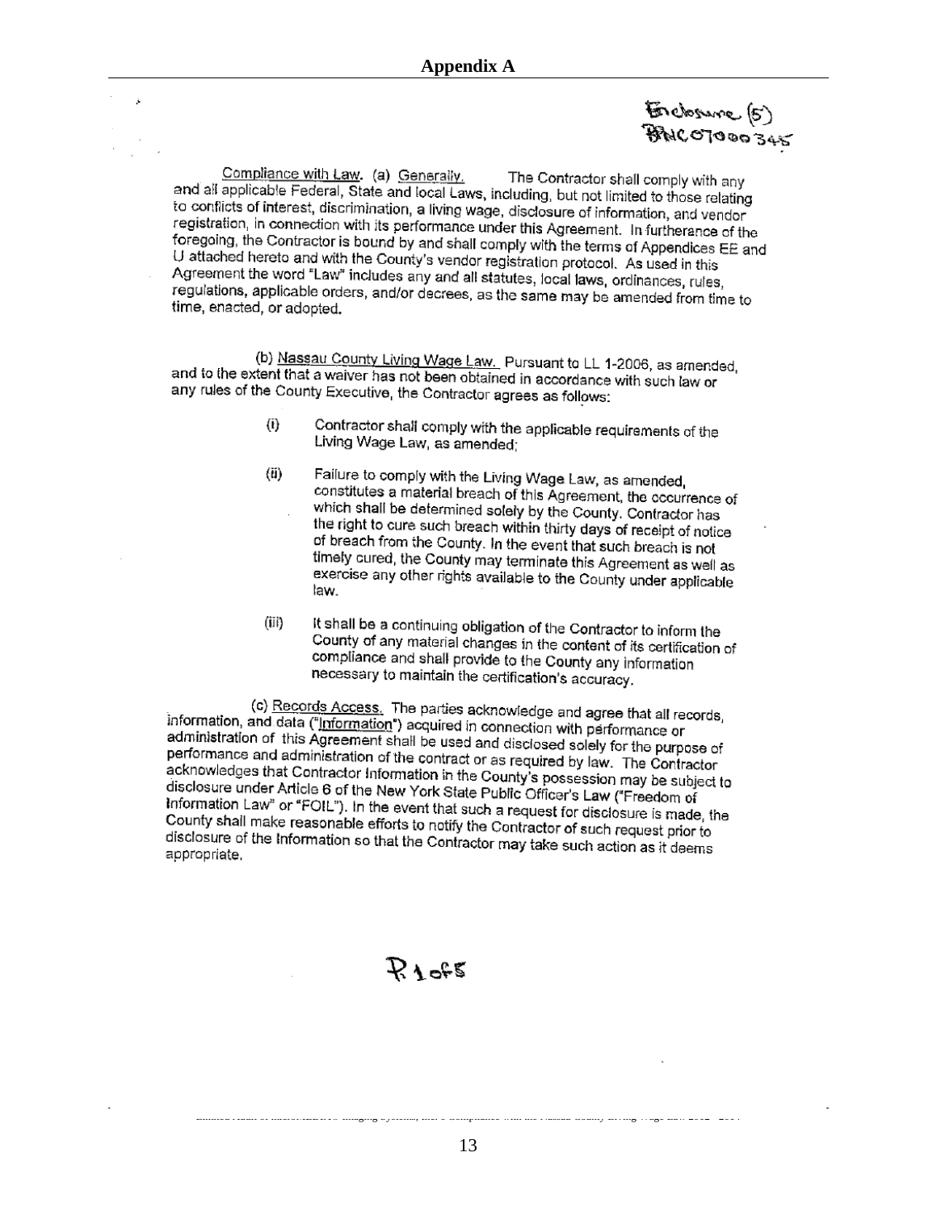# Appendix A

Enclosure (5)
BNC07000345

Compliance with Law. (a) Generally. The Contractor shall comply with any and all applicable Federal, State and local Laws, including, but not limited to those relating to conflicts of interest, discrimination, a living wage, disclosure of information, and vendor registration, in connection with its performance under this Agreement. In furtherance of the foregoing, the Contractor is bound by and shall comply with the terms of Appendices EE and U attached hereto and with the County's vendor registration protocol. As used in this Agreement the word "Law" includes any and all statutes, local laws, ordinances, rules, regulations, applicable orders, and/or decrees, as the same may be amended from time to time, enacted, or adopted.

(b) Nassau County Living Wage Law. Pursuant to LL 1-2006, as amended, and to the extent that a waiver has not been obtained in accordance with such law or any rules of the County Executive, the Contractor agrees as follows:

(i) Contractor shall comply with the applicable requirements of the Living Wage Law, as amended;

(ii) Failure to comply with the Living Wage Law, as amended, constitutes a material breach of this Agreement, the occurrence of which shall be determined solely by the County. Contractor has the right to cure such breach within thirty days of receipt of notice of breach from the County. In the event that such breach is not timely cured, the County may terminate this Agreement as well as exercise any other rights available to the County under applicable law.

(iii) It shall be a continuing obligation of the Contractor to inform the County of any material changes in the content of its certification of compliance and shall provide to the County any information necessary to maintain the certification's accuracy.

(c) Records Access. The parties acknowledge and agree that all records, information, and data ("Information") acquired in connection with performance or administration of this Agreement shall be used and disclosed solely for the purpose of performance and administration of the contract or as required by law. The Contractor acknowledges that Contractor Information in the County's possession may be subject to disclosure under Article 6 of the New York State Public Officer's Law ("Freedom of Information Law" or "FOIL"). In the event that such a request for disclosure is made, the County shall make reasonable efforts to notify the Contractor of such request prior to disclosure of the Information so that the Contractor may take such action as it deems appropriate.

P. 1 of 5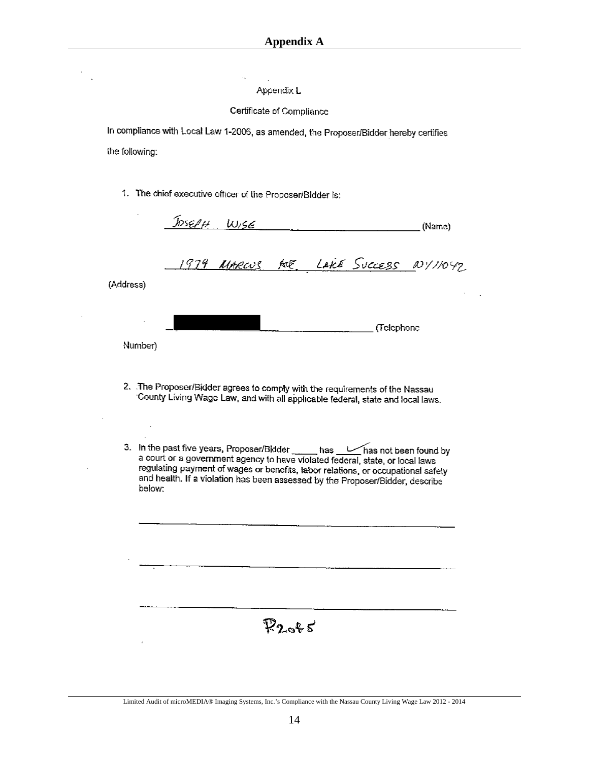# Appendix A

Appendix L

Certificate of Compliance

In compliance with Local Law 1-2006, as amended, the Proposer/Bidder hereby certifies the following:

1. The chief executive officer of the Proposer/Bidder is:

   JOSEPH WISE (Name)

   1979 MARCUS AVE, LAKE SUCCESS NY 11042 (Address)

   ██████ (Telephone Number)

2. The Proposer/Bidder agrees to comply with the requirements of the Nassau County Living Wage Law, and with all applicable federal, state and local laws.

3. In the past five years, Proposer/Bidder _____ has ✓ has not been found by a court or a government agency to have violated federal, state, or local laws regulating payment of wages or benefits, labor relations, or occupational safety and health. If a violation has been assessed by the Proposer/Bidder, describe below:

   ______________________________________________

   ______________________________________________

   ______________________________________________

P2 of 5

Limited Audit of microMEDIA® Imaging Systems, Inc.'s Compliance with the Nassau County Living Wage Law 2012 - 2014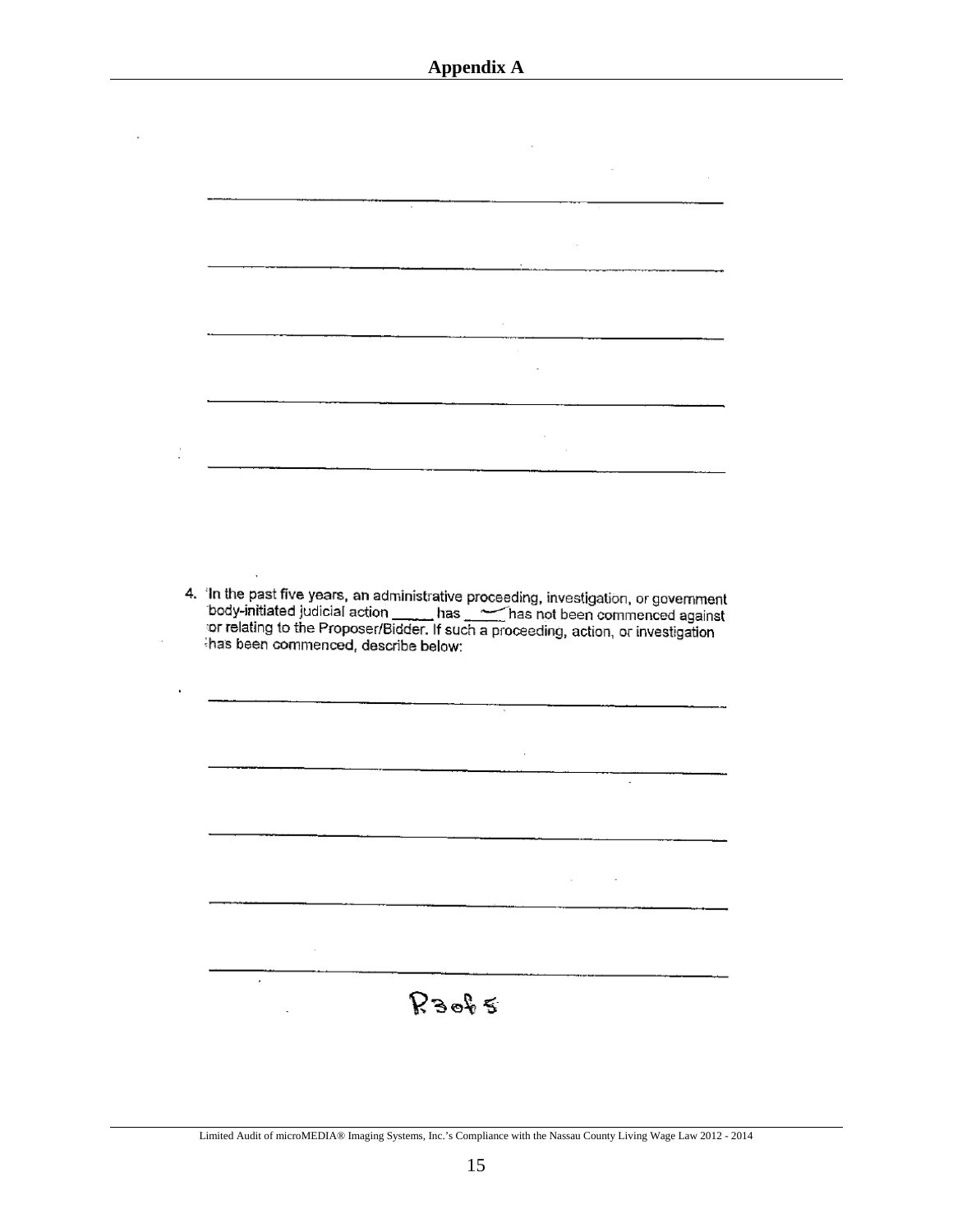## Appendix A

\_\_\_\_\_\_\_\_\_\_\_\_\_\_\_\_\_\_\_\_\_\_\_\_\_\_\_\_\_\_\_\_\_\_\_\_\_\_\_\_\_\_\_\_\_\_\_\_\_\_\_\_\_\_\_\_\_\_\_\_

\_\_\_\_\_\_\_\_\_\_\_\_\_\_\_\_\_\_\_\_\_\_\_\_\_\_\_\_\_\_\_\_\_\_\_\_\_\_\_\_\_\_\_\_\_\_\_\_\_\_\_\_\_\_\_\_\_\_\_\_

\_\_\_\_\_\_\_\_\_\_\_\_\_\_\_\_\_\_\_\_\_\_\_\_\_\_\_\_\_\_\_\_\_\_\_\_\_\_\_\_\_\_\_\_\_\_\_\_\_\_\_\_\_\_\_\_\_\_\_\_

\_\_\_\_\_\_\_\_\_\_\_\_\_\_\_\_\_\_\_\_\_\_\_\_\_\_\_\_\_\_\_\_\_\_\_\_\_\_\_\_\_\_\_\_\_\_\_\_\_\_\_\_\_\_\_\_\_\_\_\_

\_\_\_\_\_\_\_\_\_\_\_\_\_\_\_\_\_\_\_\_\_\_\_\_\_\_\_\_\_\_\_\_\_\_\_\_\_\_\_\_\_\_\_\_\_\_\_\_\_\_\_\_\_\_\_\_\_\_\_\_

4. In the past five years, an administrative proceeding, investigation, or government body-initiated judicial action \_\_\_\_\_ has \_\_✓\_\_ has not been commenced against or relating to the Proposer/Bidder. If such a proceeding, action, or investigation has been commenced, describe below:

\_\_\_\_\_\_\_\_\_\_\_\_\_\_\_\_\_\_\_\_\_\_\_\_\_\_\_\_\_\_\_\_\_\_\_\_\_\_\_\_\_\_\_\_\_\_\_\_\_\_\_\_\_\_\_\_\_\_\_\_

\_\_\_\_\_\_\_\_\_\_\_\_\_\_\_\_\_\_\_\_\_\_\_\_\_\_\_\_\_\_\_\_\_\_\_\_\_\_\_\_\_\_\_\_\_\_\_\_\_\_\_\_\_\_\_\_\_\_\_\_

\_\_\_\_\_\_\_\_\_\_\_\_\_\_\_\_\_\_\_\_\_\_\_\_\_\_\_\_\_\_\_\_\_\_\_\_\_\_\_\_\_\_\_\_\_\_\_\_\_\_\_\_\_\_\_\_\_\_\_\_

\_\_\_\_\_\_\_\_\_\_\_\_\_\_\_\_\_\_\_\_\_\_\_\_\_\_\_\_\_\_\_\_\_\_\_\_\_\_\_\_\_\_\_\_\_\_\_\_\_\_\_\_\_\_\_\_\_\_\_\_

\_\_\_\_\_\_\_\_\_\_\_\_\_\_\_\_\_\_\_\_\_\_\_\_\_\_\_\_\_\_\_\_\_\_\_\_\_\_\_\_\_\_\_\_\_\_\_\_\_\_\_\_\_\_\_\_\_\_\_\_

P. 3 of 5

Limited Audit of microMEDIA® Imaging Systems, Inc.'s Compliance with the Nassau County Living Wage Law 2012 - 2014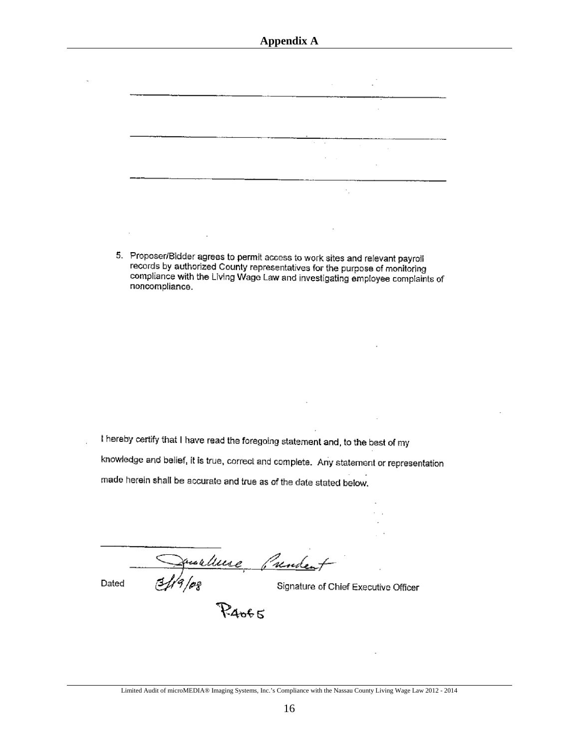## Appendix A

5. Proposer/Bidder agrees to permit access to work sites and relevant payroll records by authorized County representatives for the purpose of monitoring compliance with the Living Wage Law and investigating employee complaints of noncompliance.

I hereby certify that I have read the foregoing statement and, to the best of my knowledge and belief, it is true, correct and complete. Any statement or representation made herein shall be accurate and true as of the date stated below.

Dated 3/19/08 Signature of Chief Executive Officer

P.4 of 5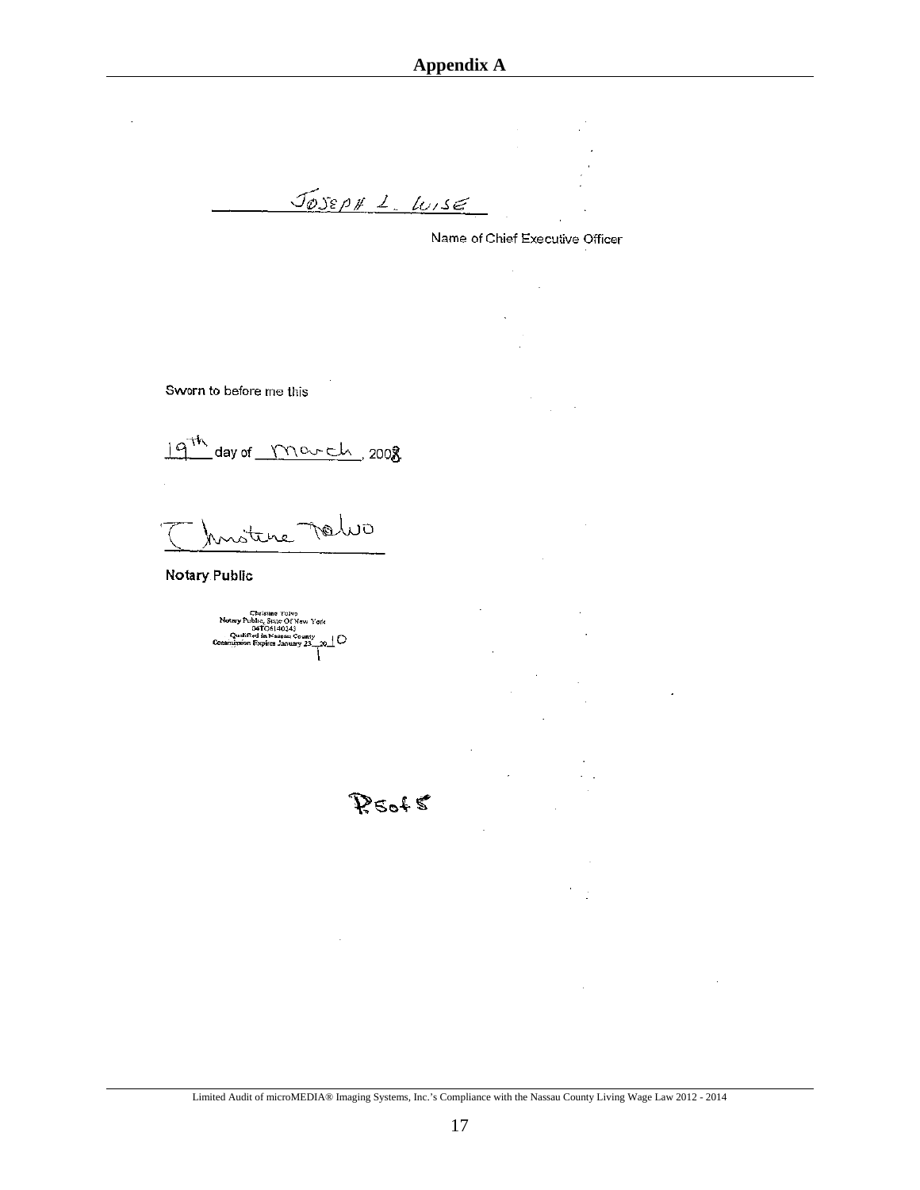## Appendix A

JOSEPH L. WISE

Name of Chief Executive Officer

Sworn to before me this

19th day of March, 2008

Christine Tolvo

**Notary Public**

Christine Tolvo
Notary Public, State Of New York
04TO6140343
Qualified in Nassau County
Commission Expires January 23, 2010

P. 5 of 5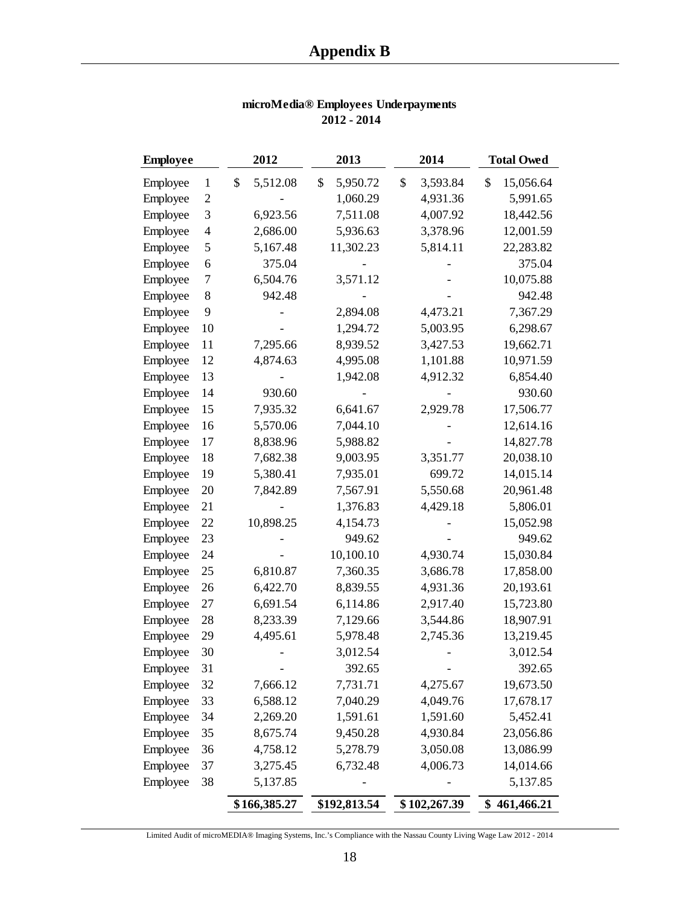# Appendix B

**microMedia® Employees Underpayments**
**2012 - 2014**

| Employee | 2012 | 2013 | 2014 | Total Owed |
|---|---|---|---|---|
| Employee 1 | $ 5,512.08 | $ 5,950.72 | $ 3,593.84 | $ 15,056.64 |
| Employee 2 | - | 1,060.29 | 4,931.36 | 5,991.65 |
| Employee 3 | 6,923.56 | 7,511.08 | 4,007.92 | 18,442.56 |
| Employee 4 | 2,686.00 | 5,936.63 | 3,378.96 | 12,001.59 |
| Employee 5 | 5,167.48 | 11,302.23 | 5,814.11 | 22,283.82 |
| Employee 6 | 375.04 | - | - | 375.04 |
| Employee 7 | 6,504.76 | 3,571.12 | - | 10,075.88 |
| Employee 8 | 942.48 | - | - | 942.48 |
| Employee 9 | - | 2,894.08 | 4,473.21 | 7,367.29 |
| Employee 10 | - | 1,294.72 | 5,003.95 | 6,298.67 |
| Employee 11 | 7,295.66 | 8,939.52 | 3,427.53 | 19,662.71 |
| Employee 12 | 4,874.63 | 4,995.08 | 1,101.88 | 10,971.59 |
| Employee 13 | - | 1,942.08 | 4,912.32 | 6,854.40 |
| Employee 14 | 930.60 | - | - | 930.60 |
| Employee 15 | 7,935.32 | 6,641.67 | 2,929.78 | 17,506.77 |
| Employee 16 | 5,570.06 | 7,044.10 | - | 12,614.16 |
| Employee 17 | 8,838.96 | 5,988.82 | - | 14,827.78 |
| Employee 18 | 7,682.38 | 9,003.95 | 3,351.77 | 20,038.10 |
| Employee 19 | 5,380.41 | 7,935.01 | 699.72 | 14,015.14 |
| Employee 20 | 7,842.89 | 7,567.91 | 5,550.68 | 20,961.48 |
| Employee 21 | - | 1,376.83 | 4,429.18 | 5,806.01 |
| Employee 22 | 10,898.25 | 4,154.73 | - | 15,052.98 |
| Employee 23 | - | 949.62 | - | 949.62 |
| Employee 24 | - | 10,100.10 | 4,930.74 | 15,030.84 |
| Employee 25 | 6,810.87 | 7,360.35 | 3,686.78 | 17,858.00 |
| Employee 26 | 6,422.70 | 8,839.55 | 4,931.36 | 20,193.61 |
| Employee 27 | 6,691.54 | 6,114.86 | 2,917.40 | 15,723.80 |
| Employee 28 | 8,233.39 | 7,129.66 | 3,544.86 | 18,907.91 |
| Employee 29 | 4,495.61 | 5,978.48 | 2,745.36 | 13,219.45 |
| Employee 30 | - | 3,012.54 | - | 3,012.54 |
| Employee 31 | - | 392.65 | - | 392.65 |
| Employee 32 | 7,666.12 | 7,731.71 | 4,275.67 | 19,673.50 |
| Employee 33 | 6,588.12 | 7,040.29 | 4,049.76 | 17,678.17 |
| Employee 34 | 2,269.20 | 1,591.61 | 1,591.60 | 5,452.41 |
| Employee 35 | 8,675.74 | 9,450.28 | 4,930.84 | 23,056.86 |
| Employee 36 | 4,758.12 | 5,278.79 | 3,050.08 | 13,086.99 |
| Employee 37 | 3,275.45 | 6,732.48 | 4,006.73 | 14,014.66 |
| Employee 38 | 5,137.85 | - | - | 5,137.85 |
| | **$166,385.27** | **$192,813.54** | **$102,267.39** | **$ 461,466.21** |